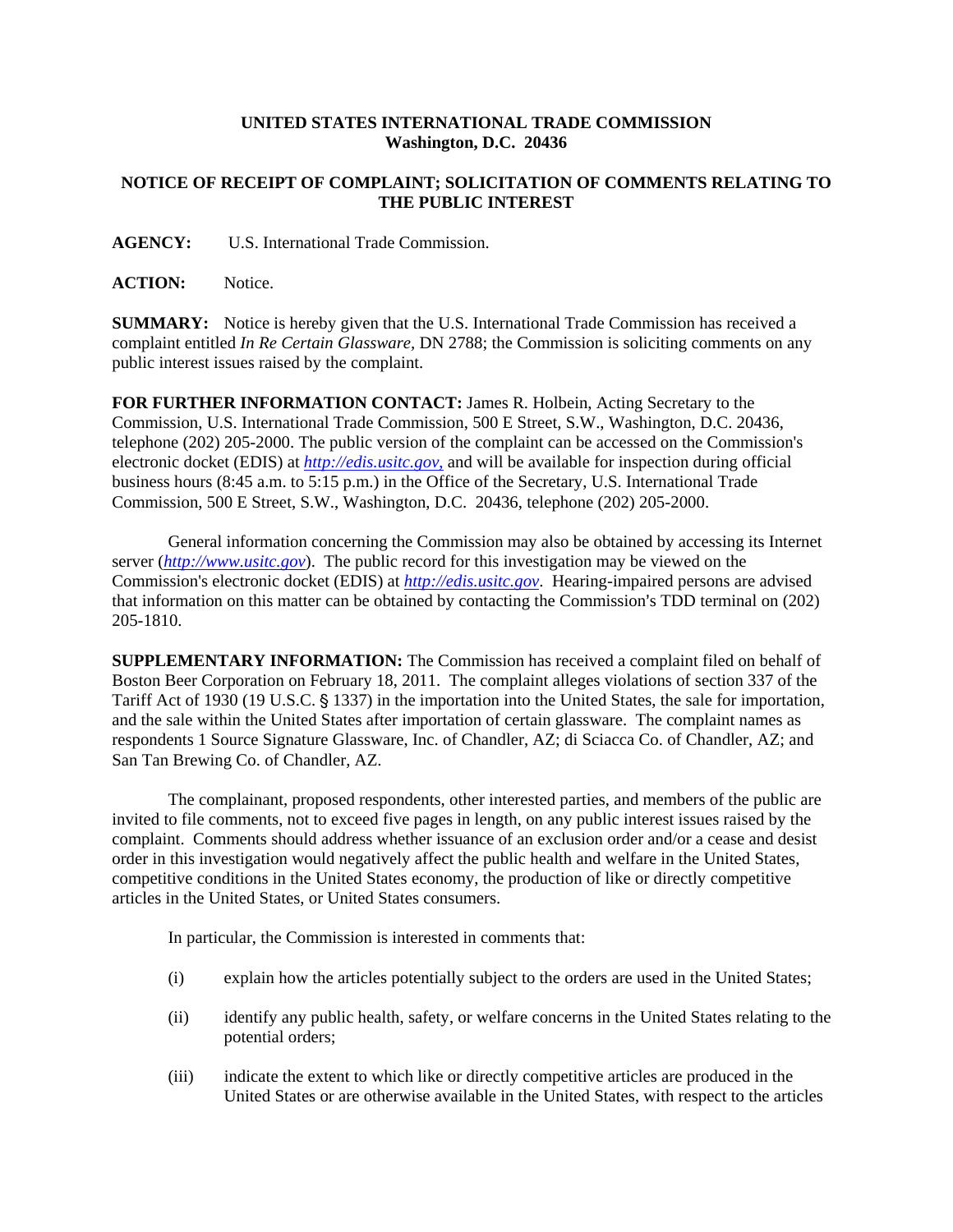**UNITED STATES INTERNATIONAL TRADE COMMISSION**
**Washington, D.C. 20436**

**NOTICE OF RECEIPT OF COMPLAINT; SOLICITATION OF COMMENTS RELATING TO THE PUBLIC INTEREST**

**AGENCY:** U.S. International Trade Commission.

**ACTION:** Notice.

**SUMMARY:** Notice is hereby given that the U.S. International Trade Commission has received a complaint entitled *In Re Certain Glassware,* DN 2788; the Commission is soliciting comments on any public interest issues raised by the complaint.

**FOR FURTHER INFORMATION CONTACT:** James R. Holbein, Acting Secretary to the Commission, U.S. International Trade Commission, 500 E Street, S.W., Washington, D.C. 20436, telephone (202) 205-2000. The public version of the complaint can be accessed on the Commission's electronic docket (EDIS) at *http://edis.usitc.gov,* and will be available for inspection during official business hours (8:45 a.m. to 5:15 p.m.) in the Office of the Secretary, U.S. International Trade Commission, 500 E Street, S.W., Washington, D.C. 20436, telephone (202) 205-2000.

General information concerning the Commission may also be obtained by accessing its Internet server (*http://www.usitc.gov*). The public record for this investigation may be viewed on the Commission's electronic docket (EDIS) at *http://edis.usitc.gov*. Hearing-impaired persons are advised that information on this matter can be obtained by contacting the Commission's TDD terminal on (202) 205-1810.

**SUPPLEMENTARY INFORMATION:** The Commission has received a complaint filed on behalf of Boston Beer Corporation on February 18, 2011. The complaint alleges violations of section 337 of the Tariff Act of 1930 (19 U.S.C. § 1337) in the importation into the United States, the sale for importation, and the sale within the United States after importation of certain glassware. The complaint names as respondents 1 Source Signature Glassware, Inc. of Chandler, AZ; di Sciacca Co. of Chandler, AZ; and San Tan Brewing Co. of Chandler, AZ.

The complainant, proposed respondents, other interested parties, and members of the public are invited to file comments, not to exceed five pages in length, on any public interest issues raised by the complaint. Comments should address whether issuance of an exclusion order and/or a cease and desist order in this investigation would negatively affect the public health and welfare in the United States, competitive conditions in the United States economy, the production of like or directly competitive articles in the United States, or United States consumers.

In particular, the Commission is interested in comments that:

(i) explain how the articles potentially subject to the orders are used in the United States;

(ii) identify any public health, safety, or welfare concerns in the United States relating to the potential orders;

(iii) indicate the extent to which like or directly competitive articles are produced in the United States or are otherwise available in the United States, with respect to the articles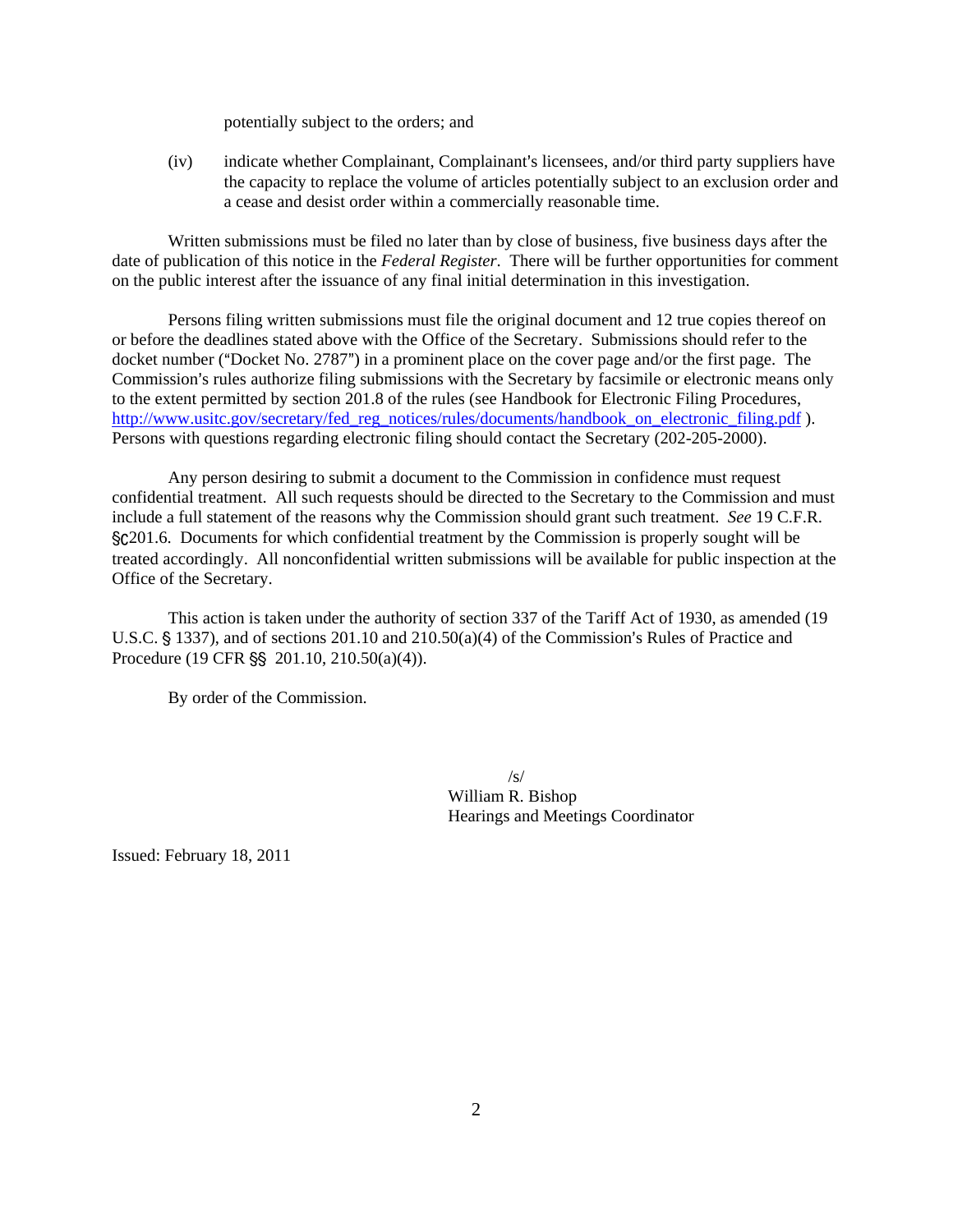potentially subject to the orders; and

(iv) indicate whether Complainant, Complainant's licensees, and/or third party suppliers have the capacity to replace the volume of articles potentially subject to an exclusion order and a cease and desist order within a commercially reasonable time.

Written submissions must be filed no later than by close of business, five business days after the date of publication of this notice in the *Federal Register*. There will be further opportunities for comment on the public interest after the issuance of any final initial determination in this investigation.

Persons filing written submissions must file the original document and 12 true copies thereof on or before the deadlines stated above with the Office of the Secretary. Submissions should refer to the docket number ("Docket No. 2787") in a prominent place on the cover page and/or the first page. The Commission's rules authorize filing submissions with the Secretary by facsimile or electronic means only to the extent permitted by section 201.8 of the rules (see Handbook for Electronic Filing Procedures, http://www.usitc.gov/secretary/fed_reg_notices/rules/documents/handbook_on_electronic_filing.pdf ). Persons with questions regarding electronic filing should contact the Secretary (202-205-2000).

Any person desiring to submit a document to the Commission in confidence must request confidential treatment. All such requests should be directed to the Secretary to the Commission and must include a full statement of the reasons why the Commission should grant such treatment. *See* 19 C.F.R. §c201.6. Documents for which confidential treatment by the Commission is properly sought will be treated accordingly. All nonconfidential written submissions will be available for public inspection at the Office of the Secretary.

This action is taken under the authority of section 337 of the Tariff Act of 1930, as amended (19 U.S.C. § 1337), and of sections 201.10 and 210.50(a)(4) of the Commission's Rules of Practice and Procedure (19 CFR §§ 201.10, 210.50(a)(4)).

By order of the Commission.

/s/
William R. Bishop
Hearings and Meetings Coordinator

Issued: February 18, 2011